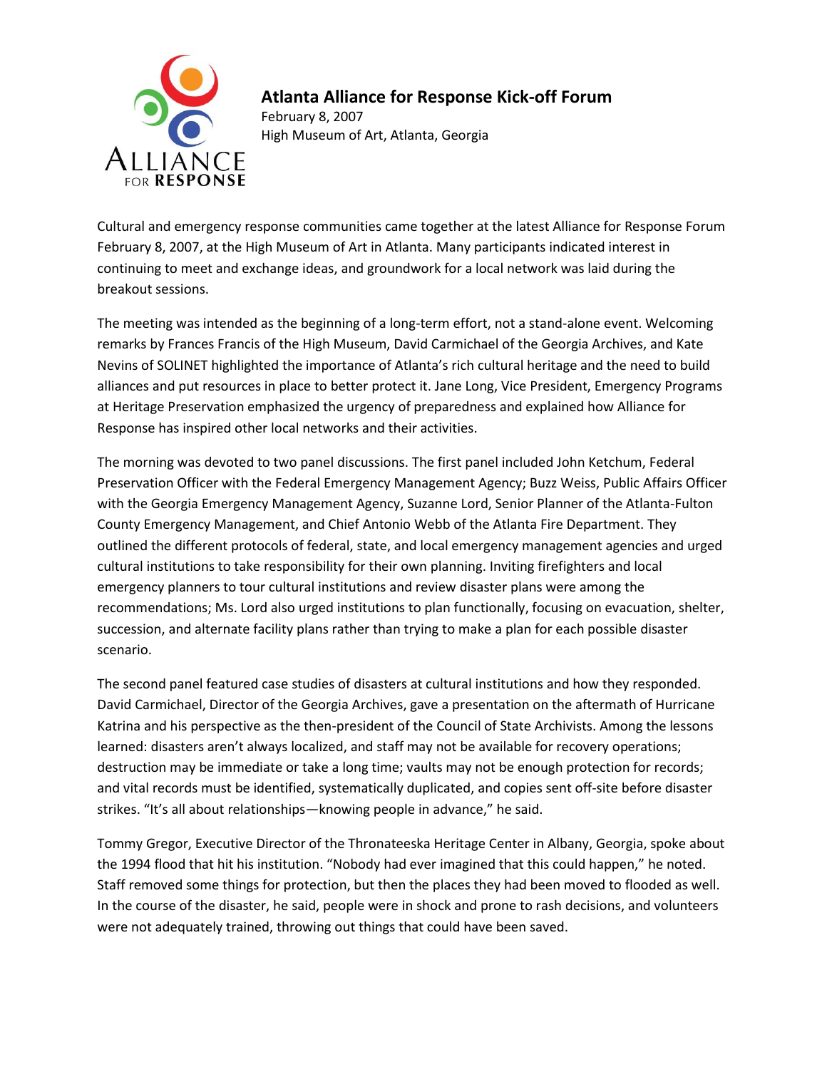# Atlanta Alliance for Response Kick-off Forum

February 8, 2007
High Museum of Art, Atlanta, Georgia

Cultural and emergency response communities came together at the latest Alliance for Response Forum February 8, 2007, at the High Museum of Art in Atlanta. Many participants indicated interest in continuing to meet and exchange ideas, and groundwork for a local network was laid during the breakout sessions.

The meeting was intended as the beginning of a long-term effort, not a stand-alone event. Welcoming remarks by Frances Francis of the High Museum, David Carmichael of the Georgia Archives, and Kate Nevins of SOLINET highlighted the importance of Atlanta's rich cultural heritage and the need to build alliances and put resources in place to better protect it. Jane Long, Vice President, Emergency Programs at Heritage Preservation emphasized the urgency of preparedness and explained how Alliance for Response has inspired other local networks and their activities.

The morning was devoted to two panel discussions. The first panel included John Ketchum, Federal Preservation Officer with the Federal Emergency Management Agency; Buzz Weiss, Public Affairs Officer with the Georgia Emergency Management Agency, Suzanne Lord, Senior Planner of the Atlanta-Fulton County Emergency Management, and Chief Antonio Webb of the Atlanta Fire Department. They outlined the different protocols of federal, state, and local emergency management agencies and urged cultural institutions to take responsibility for their own planning. Inviting firefighters and local emergency planners to tour cultural institutions and review disaster plans were among the recommendations; Ms. Lord also urged institutions to plan functionally, focusing on evacuation, shelter, succession, and alternate facility plans rather than trying to make a plan for each possible disaster scenario.

The second panel featured case studies of disasters at cultural institutions and how they responded. David Carmichael, Director of the Georgia Archives, gave a presentation on the aftermath of Hurricane Katrina and his perspective as the then-president of the Council of State Archivists. Among the lessons learned: disasters aren't always localized, and staff may not be available for recovery operations; destruction may be immediate or take a long time; vaults may not be enough protection for records; and vital records must be identified, systematically duplicated, and copies sent off-site before disaster strikes. "It's all about relationships—knowing people in advance," he said.

Tommy Gregor, Executive Director of the Thronateeska Heritage Center in Albany, Georgia, spoke about the 1994 flood that hit his institution. "Nobody had ever imagined that this could happen," he noted. Staff removed some things for protection, but then the places they had been moved to flooded as well. In the course of the disaster, he said, people were in shock and prone to rash decisions, and volunteers were not adequately trained, throwing out things that could have been saved.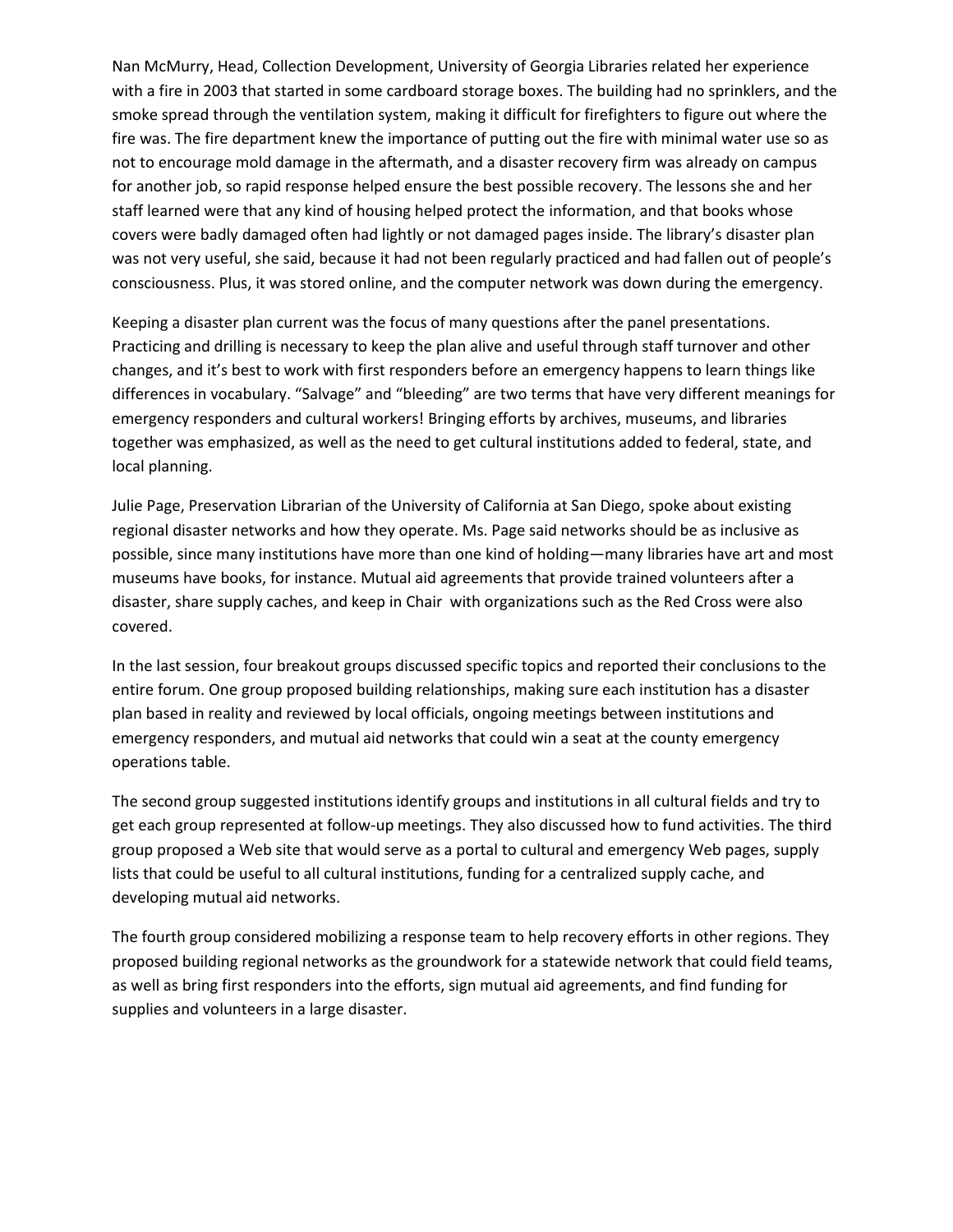Nan McMurry, Head, Collection Development, University of Georgia Libraries related her experience with a fire in 2003 that started in some cardboard storage boxes. The building had no sprinklers, and the smoke spread through the ventilation system, making it difficult for firefighters to figure out where the fire was. The fire department knew the importance of putting out the fire with minimal water use so as not to encourage mold damage in the aftermath, and a disaster recovery firm was already on campus for another job, so rapid response helped ensure the best possible recovery. The lessons she and her staff learned were that any kind of housing helped protect the information, and that books whose covers were badly damaged often had lightly or not damaged pages inside. The library's disaster plan was not very useful, she said, because it had not been regularly practiced and had fallen out of people's consciousness. Plus, it was stored online, and the computer network was down during the emergency.

Keeping a disaster plan current was the focus of many questions after the panel presentations. Practicing and drilling is necessary to keep the plan alive and useful through staff turnover and other changes, and it's best to work with first responders before an emergency happens to learn things like differences in vocabulary. "Salvage" and "bleeding" are two terms that have very different meanings for emergency responders and cultural workers! Bringing efforts by archives, museums, and libraries together was emphasized, as well as the need to get cultural institutions added to federal, state, and local planning.

Julie Page, Preservation Librarian of the University of California at San Diego, spoke about existing regional disaster networks and how they operate. Ms. Page said networks should be as inclusive as possible, since many institutions have more than one kind of holding—many libraries have art and most museums have books, for instance. Mutual aid agreements that provide trained volunteers after a disaster, share supply caches, and keep in Chair with organizations such as the Red Cross were also covered.

In the last session, four breakout groups discussed specific topics and reported their conclusions to the entire forum. One group proposed building relationships, making sure each institution has a disaster plan based in reality and reviewed by local officials, ongoing meetings between institutions and emergency responders, and mutual aid networks that could win a seat at the county emergency operations table.

The second group suggested institutions identify groups and institutions in all cultural fields and try to get each group represented at follow-up meetings. They also discussed how to fund activities. The third group proposed a Web site that would serve as a portal to cultural and emergency Web pages, supply lists that could be useful to all cultural institutions, funding for a centralized supply cache, and developing mutual aid networks.

The fourth group considered mobilizing a response team to help recovery efforts in other regions. They proposed building regional networks as the groundwork for a statewide network that could field teams, as well as bring first responders into the efforts, sign mutual aid agreements, and find funding for supplies and volunteers in a large disaster.